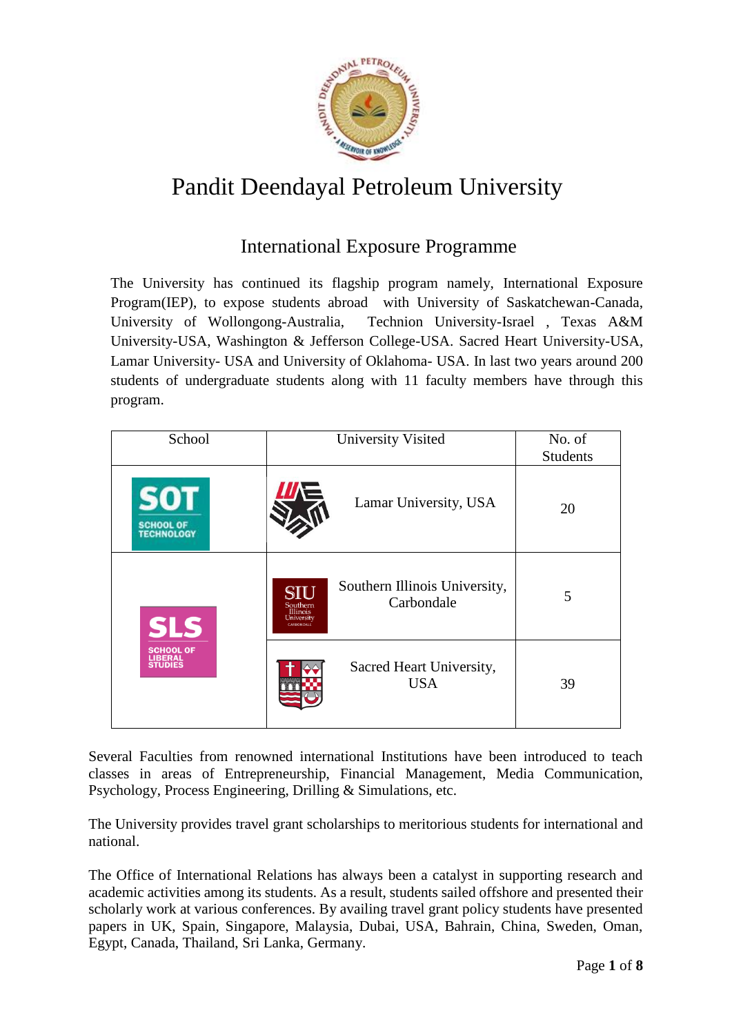# Pandit Deendayal Petroleum University

## International Exposure Programme

The University has continued its flagship program namely, International Exposure Program(IEP), to expose students abroad with University of Saskatchewan-Canada, University of Wollongong-Australia, Technion University-Israel , Texas A&M University-USA, Washington & Jefferson College-USA. Sacred Heart University-USA, Lamar University- USA and University of Oklahoma- USA. In last two years around 200 students of undergraduate students along with 11 faculty members have through this program.

| School | University Visited | No. of Students |
|---|---|---|
| SOT School of Technology | Lamar University, USA | 20 |
| SLS School of Liberal Studies | Southern Illinois University, Carbondale | 5 |
| | Sacred Heart University, USA | 39 |

Several Faculties from renowned international Institutions have been introduced to teach classes in areas of Entrepreneurship, Financial Management, Media Communication, Psychology, Process Engineering, Drilling & Simulations, etc.

The University provides travel grant scholarships to meritorious students for international and national.

The Office of International Relations has always been a catalyst in supporting research and academic activities among its students. As a result, students sailed offshore and presented their scholarly work at various conferences. By availing travel grant policy students have presented papers in UK, Spain, Singapore, Malaysia, Dubai, USA, Bahrain, China, Sweden, Oman, Egypt, Canada, Thailand, Sri Lanka, Germany.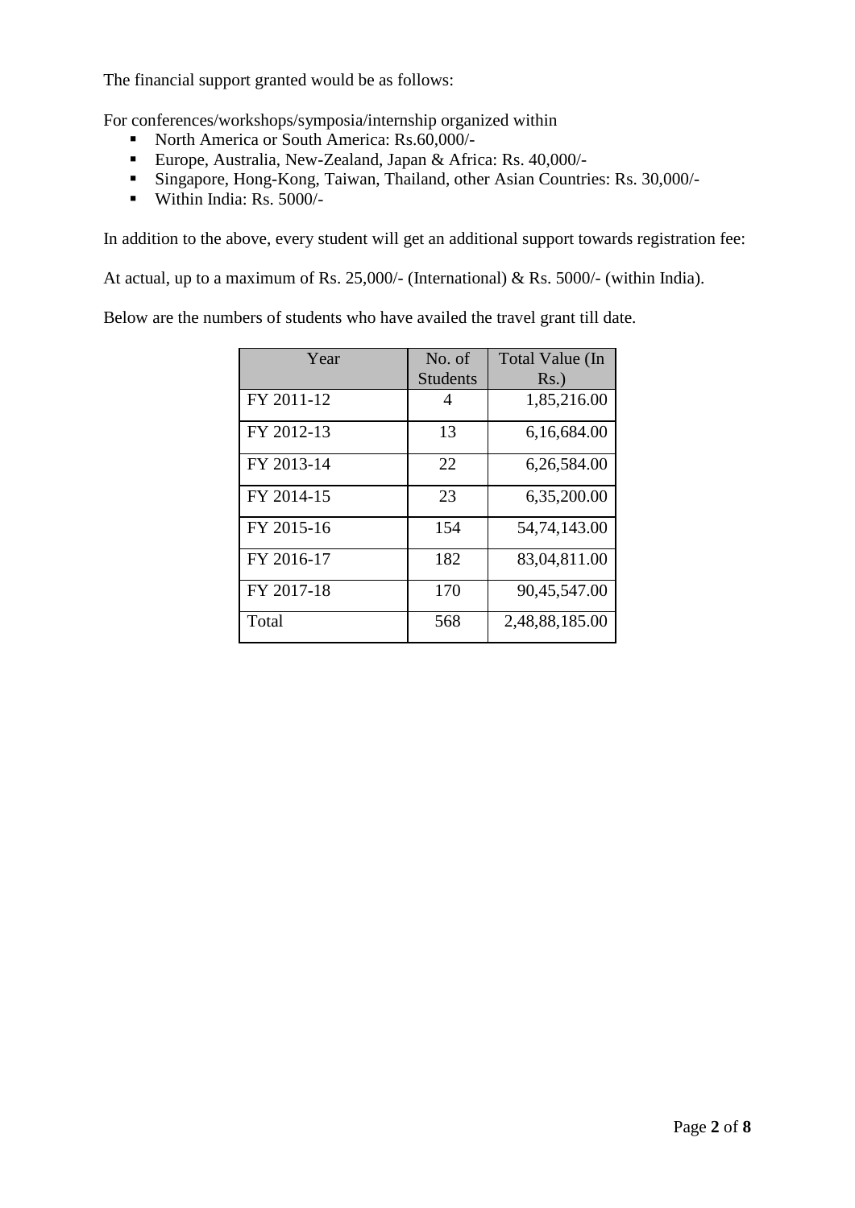The financial support granted would be as follows:

For conferences/workshops/symposia/internship organized within

- North America or South America: Rs.60,000/-
- Europe, Australia, New-Zealand, Japan & Africa: Rs. 40,000/-
- Singapore, Hong-Kong, Taiwan, Thailand, other Asian Countries: Rs. 30,000/-
- Within India: Rs. 5000/-

In addition to the above, every student will get an additional support towards registration fee:

At actual, up to a maximum of Rs. 25,000/- (International) & Rs. 5000/- (within India).

Below are the numbers of students who have availed the travel grant till date.

| Year | No. of Students | Total Value (In Rs.) |
|---|---|---|
| FY 2011-12 | 4 | 1,85,216.00 |
| FY 2012-13 | 13 | 6,16,684.00 |
| FY 2013-14 | 22 | 6,26,584.00 |
| FY 2014-15 | 23 | 6,35,200.00 |
| FY 2015-16 | 154 | 54,74,143.00 |
| FY 2016-17 | 182 | 83,04,811.00 |
| FY 2017-18 | 170 | 90,45,547.00 |
| Total | 568 | 2,48,88,185.00 |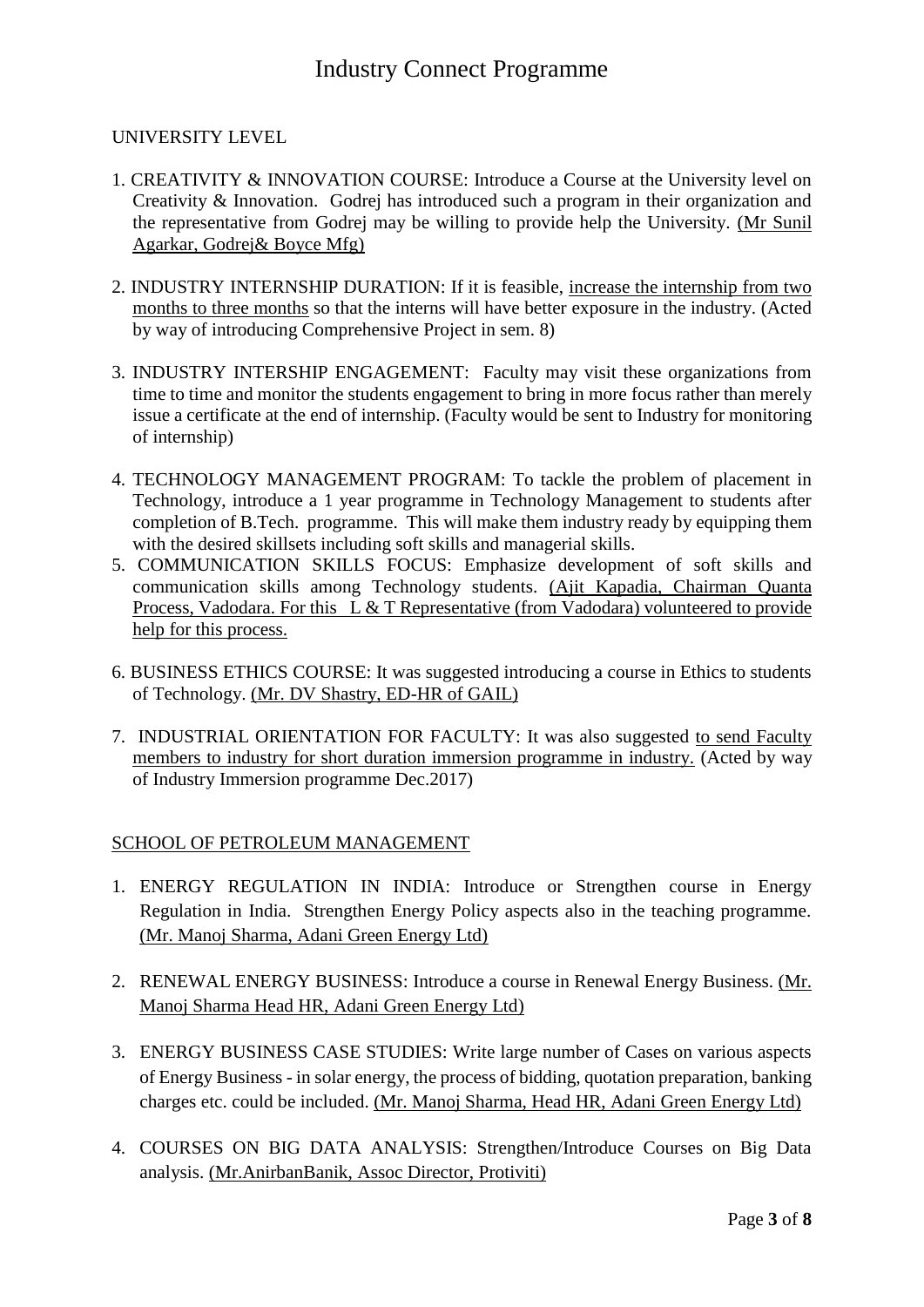# Industry Connect Programme

UNIVERSITY LEVEL

1. CREATIVITY & INNOVATION COURSE: Introduce a Course at the University level on Creativity & Innovation. Godrej has introduced such a program in their organization and the representative from Godrej may be willing to provide help the University. (Mr Sunil Agarkar, Godrej& Boyce Mfg)

2. INDUSTRY INTERNSHIP DURATION: If it is feasible, increase the internship from two months to three months so that the interns will have better exposure in the industry. (Acted by way of introducing Comprehensive Project in sem. 8)

3. INDUSTRY INTERSHIP ENGAGEMENT: Faculty may visit these organizations from time to time and monitor the students engagement to bring in more focus rather than merely issue a certificate at the end of internship. (Faculty would be sent to Industry for monitoring of internship)

4. TECHNOLOGY MANAGEMENT PROGRAM: To tackle the problem of placement in Technology, introduce a 1 year programme in Technology Management to students after completion of B.Tech. programme. This will make them industry ready by equipping them with the desired skillsets including soft skills and managerial skills.
5. COMMUNICATION SKILLS FOCUS: Emphasize development of soft skills and communication skills among Technology students. (Ajit Kapadia, Chairman Quanta Process, Vadodara. For this L & T Representative (from Vadodara) volunteered to provide help for this process.

6. BUSINESS ETHICS COURSE: It was suggested introducing a course in Ethics to students of Technology. (Mr. DV Shastry, ED-HR of GAIL)

7. INDUSTRIAL ORIENTATION FOR FACULTY: It was also suggested to send Faculty members to industry for short duration immersion programme in industry. (Acted by way of Industry Immersion programme Dec.2017)

SCHOOL OF PETROLEUM MANAGEMENT

1. ENERGY REGULATION IN INDIA: Introduce or Strengthen course in Energy Regulation in India. Strengthen Energy Policy aspects also in the teaching programme. (Mr. Manoj Sharma, Adani Green Energy Ltd)

2. RENEWAL ENERGY BUSINESS: Introduce a course in Renewal Energy Business. (Mr. Manoj Sharma Head HR, Adani Green Energy Ltd)

3. ENERGY BUSINESS CASE STUDIES: Write large number of Cases on various aspects of Energy Business - in solar energy, the process of bidding, quotation preparation, banking charges etc. could be included. (Mr. Manoj Sharma, Head HR, Adani Green Energy Ltd)

4. COURSES ON BIG DATA ANALYSIS: Strengthen/Introduce Courses on Big Data analysis. (Mr.AnirbanBanik, Assoc Director, Protiviti)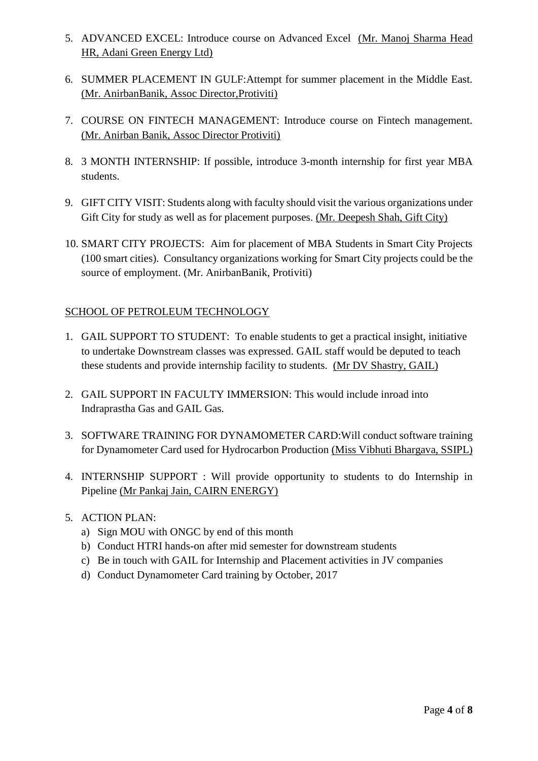5. ADVANCED EXCEL: Introduce course on Advanced Excel (Mr. Manoj Sharma Head HR, Adani Green Energy Ltd)

6. SUMMER PLACEMENT IN GULF:Attempt for summer placement in the Middle East. (Mr. AnirbanBanik, Assoc Director,Protiviti)

7. COURSE ON FINTECH MANAGEMENT: Introduce course on Fintech management. (Mr. Anirban Banik, Assoc Director Protiviti)

8. 3 MONTH INTERNSHIP: If possible, introduce 3-month internship for first year MBA students.

9. GIFT CITY VISIT: Students along with faculty should visit the various organizations under Gift City for study as well as for placement purposes. (Mr. Deepesh Shah, Gift City)

10. SMART CITY PROJECTS: Aim for placement of MBA Students in Smart City Projects (100 smart cities). Consultancy organizations working for Smart City projects could be the source of employment. (Mr. AnirbanBanik, Protiviti)

## SCHOOL OF PETROLEUM TECHNOLOGY

1. GAIL SUPPORT TO STUDENT: To enable students to get a practical insight, initiative to undertake Downstream classes was expressed. GAIL staff would be deputed to teach these students and provide internship facility to students. (Mr DV Shastry, GAIL)

2. GAIL SUPPORT IN FACULTY IMMERSION: This would include inroad into Indraprastha Gas and GAIL Gas.

3. SOFTWARE TRAINING FOR DYNAMOMETER CARD:Will conduct software training for Dynamometer Card used for Hydrocarbon Production (Miss Vibhuti Bhargava, SSIPL)

4. INTERNSHIP SUPPORT : Will provide opportunity to students to do Internship in Pipeline (Mr Pankaj Jain, CAIRN ENERGY)

5. ACTION PLAN:
   a) Sign MOU with ONGC by end of this month
   b) Conduct HTRI hands-on after mid semester for downstream students
   c) Be in touch with GAIL for Internship and Placement activities in JV companies
   d) Conduct Dynamometer Card training by October, 2017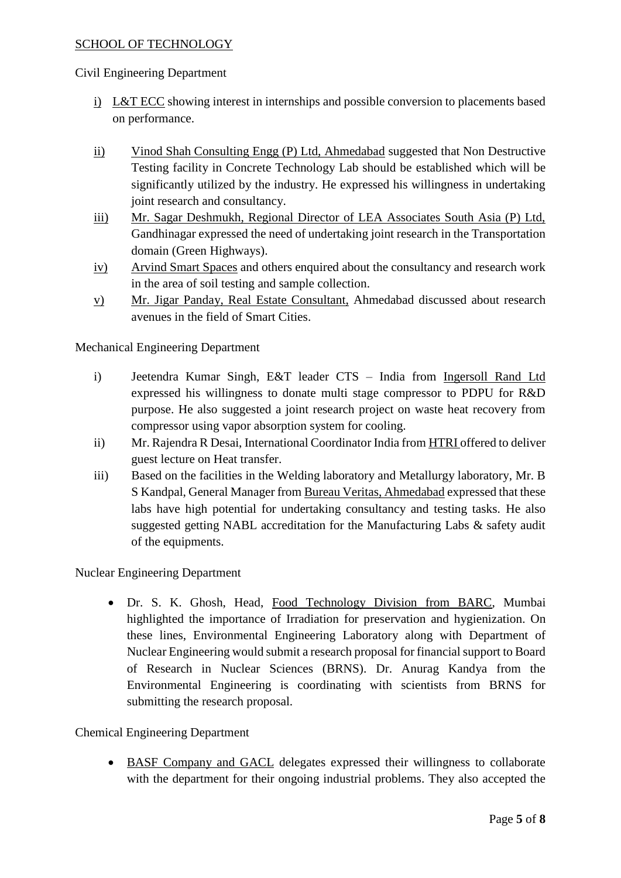## SCHOOL OF TECHNOLOGY

Civil Engineering Department

i) L&T ECC showing interest in internships and possible conversion to placements based on performance.

ii) Vinod Shah Consulting Engg (P) Ltd, Ahmedabad suggested that Non Destructive Testing facility in Concrete Technology Lab should be established which will be significantly utilized by the industry. He expressed his willingness in undertaking joint research and consultancy.

iii) Mr. Sagar Deshmukh, Regional Director of LEA Associates South Asia (P) Ltd, Gandhinagar expressed the need of undertaking joint research in the Transportation domain (Green Highways).

iv) Arvind Smart Spaces and others enquired about the consultancy and research work in the area of soil testing and sample collection.

v) Mr. Jigar Panday, Real Estate Consultant, Ahmedabad discussed about research avenues in the field of Smart Cities.

Mechanical Engineering Department

i) Jeetendra Kumar Singh, E&T leader CTS – India from Ingersoll Rand Ltd expressed his willingness to donate multi stage compressor to PDPU for R&D purpose. He also suggested a joint research project on waste heat recovery from compressor using vapor absorption system for cooling.

ii) Mr. Rajendra R Desai, International Coordinator India from HTRI offered to deliver guest lecture on Heat transfer.

iii) Based on the facilities in the Welding laboratory and Metallurgy laboratory, Mr. B S Kandpal, General Manager from Bureau Veritas, Ahmedabad expressed that these labs have high potential for undertaking consultancy and testing tasks. He also suggested getting NABL accreditation for the Manufacturing Labs & safety audit of the equipments.

Nuclear Engineering Department

- Dr. S. K. Ghosh, Head, Food Technology Division from BARC, Mumbai highlighted the importance of Irradiation for preservation and hygienization. On these lines, Environmental Engineering Laboratory along with Department of Nuclear Engineering would submit a research proposal for financial support to Board of Research in Nuclear Sciences (BRNS). Dr. Anurag Kandya from the Environmental Engineering is coordinating with scientists from BRNS for submitting the research proposal.

Chemical Engineering Department

- BASF Company and GACL delegates expressed their willingness to collaborate with the department for their ongoing industrial problems. They also accepted the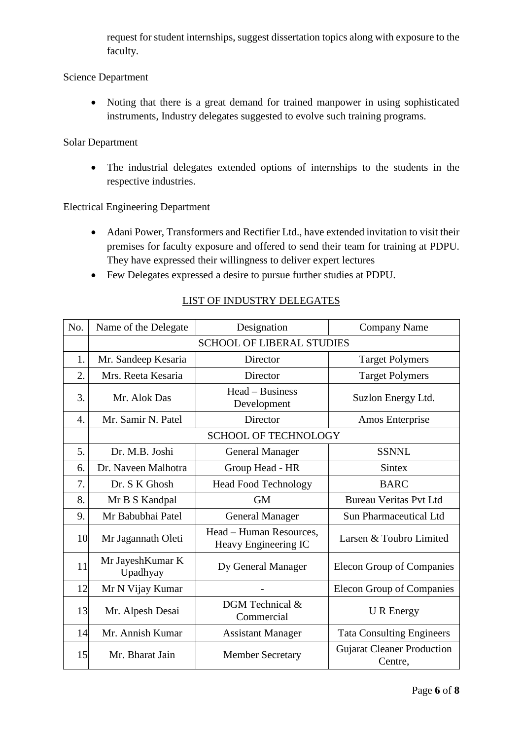request for student internships, suggest dissertation topics along with exposure to the faculty.

Science Department

- Noting that there is a great demand for trained manpower in using sophisticated instruments, Industry delegates suggested to evolve such training programs.

Solar Department

- The industrial delegates extended options of internships to the students in the respective industries.

Electrical Engineering Department

- Adani Power, Transformers and Rectifier Ltd., have extended invitation to visit their premises for faculty exposure and offered to send their team for training at PDPU. They have expressed their willingness to deliver expert lectures
- Few Delegates expressed a desire to pursue further studies at PDPU.

## LIST OF INDUSTRY DELEGATES

| No. | Name of the Delegate | Designation | Company Name |
|---|---|---|---|
| | SCHOOL OF LIBERAL STUDIES | | |
| 1. | Mr. Sandeep Kesaria | Director | Target Polymers |
| 2. | Mrs. Reeta Kesaria | Director | Target Polymers |
| 3. | Mr. Alok Das | Head – Business Development | Suzlon Energy Ltd. |
| 4. | Mr. Samir N. Patel | Director | Amos Enterprise |
| | SCHOOL OF TECHNOLOGY | | |
| 5. | Dr. M.B. Joshi | General Manager | SSNNL |
| 6. | Dr. Naveen Malhotra | Group Head - HR | Sintex |
| 7. | Dr. S K Ghosh | Head Food Technology | BARC |
| 8. | Mr B S Kandpal | GM | Bureau Veritas Pvt Ltd |
| 9. | Mr Babubhai Patel | General Manager | Sun Pharmaceutical Ltd |
| 10 | Mr Jagannath Oleti | Head – Human Resources, Heavy Engineering IC | Larsen & Toubro Limited |
| 11 | Mr JayeshKumar K Upadhyay | Dy General Manager | Elecon Group of Companies |
| 12 | Mr N Vijay Kumar | - | Elecon Group of Companies |
| 13 | Mr. Alpesh Desai | DGM Technical & Commercial | U R Energy |
| 14 | Mr. Annish Kumar | Assistant Manager | Tata Consulting Engineers |
| 15 | Mr. Bharat Jain | Member Secretary | Gujarat Cleaner Production Centre, |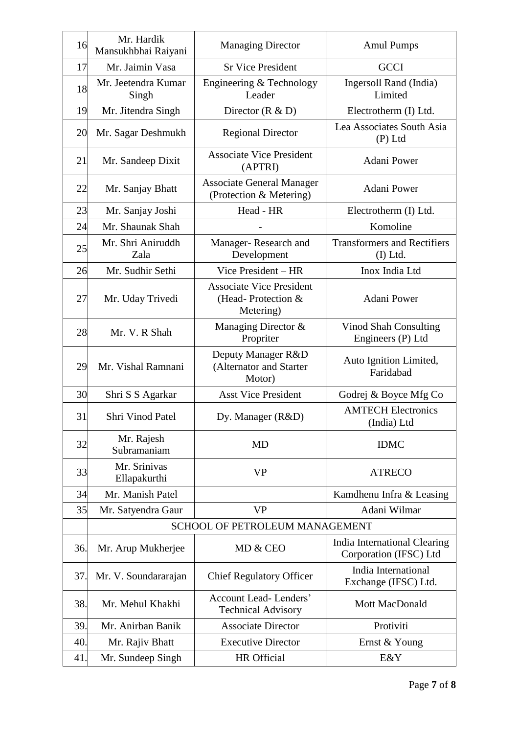| 16 | Mr. Hardik Mansukhbhai Raiyani | Managing Director | Amul Pumps |
|---|---|---|---|
| 17 | Mr. Jaimin Vasa | Sr Vice President | GCCI |
| 18 | Mr. Jeetendra Kumar Singh | Engineering & Technology Leader | Ingersoll Rand (India) Limited |
| 19 | Mr. Jitendra Singh | Director (R & D) | Electrotherm (I) Ltd. |
| 20 | Mr. Sagar Deshmukh | Regional Director | Lea Associates South Asia (P) Ltd |
| 21 | Mr. Sandeep Dixit | Associate Vice President (APTRI) | Adani Power |
| 22 | Mr. Sanjay Bhatt | Associate General Manager (Protection & Metering) | Adani Power |
| 23 | Mr. Sanjay Joshi | Head - HR | Electrotherm (I) Ltd. |
| 24 | Mr. Shaunak Shah | - | Komoline |
| 25 | Mr. Shri Aniruddh Zala | Manager- Research and Development | Transformers and Rectifiers (I) Ltd. |
| 26 | Mr. Sudhir Sethi | Vice President – HR | Inox India Ltd |
| 27 | Mr. Uday Trivedi | Associate Vice President (Head- Protection & Metering) | Adani Power |
| 28 | Mr. V. R Shah | Managing Director & Propriter | Vinod Shah Consulting Engineers (P) Ltd |
| 29 | Mr. Vishal Ramnani | Deputy Manager R&D (Alternator and Starter Motor) | Auto Ignition Limited, Faridabad |
| 30 | Shri S S Agarkar | Asst Vice President | Godrej & Boyce Mfg Co |
| 31 | Shri Vinod Patel | Dy. Manager (R&D) | AMTECH Electronics (India) Ltd |
| 32 | Mr. Rajesh Subramaniam | MD | IDMC |
| 33 | Mr. Srinivas Ellapakurthi | VP | ATRECO |
| 34 | Mr. Manish Patel | | Kamdhenu Infra & Leasing |
| 35 | Mr. Satyendra Gaur | VP | Adani Wilmar |
| | SCHOOL OF PETROLEUM MANAGEMENT | | |
| 36. | Mr. Arup Mukherjee | MD & CEO | India International Clearing Corporation (IFSC) Ltd |
| 37. | Mr. V. Soundararajan | Chief Regulatory Officer | India International Exchange (IFSC) Ltd. |
| 38. | Mr. Mehul Khakhi | Account Lead- Lenders' Technical Advisory | Mott MacDonald |
| 39. | Mr. Anirban Banik | Associate Director | Protiviti |
| 40. | Mr. Rajiv Bhatt | Executive Director | Ernst & Young |
| 41. | Mr. Sundeep Singh | HR Official | E&Y |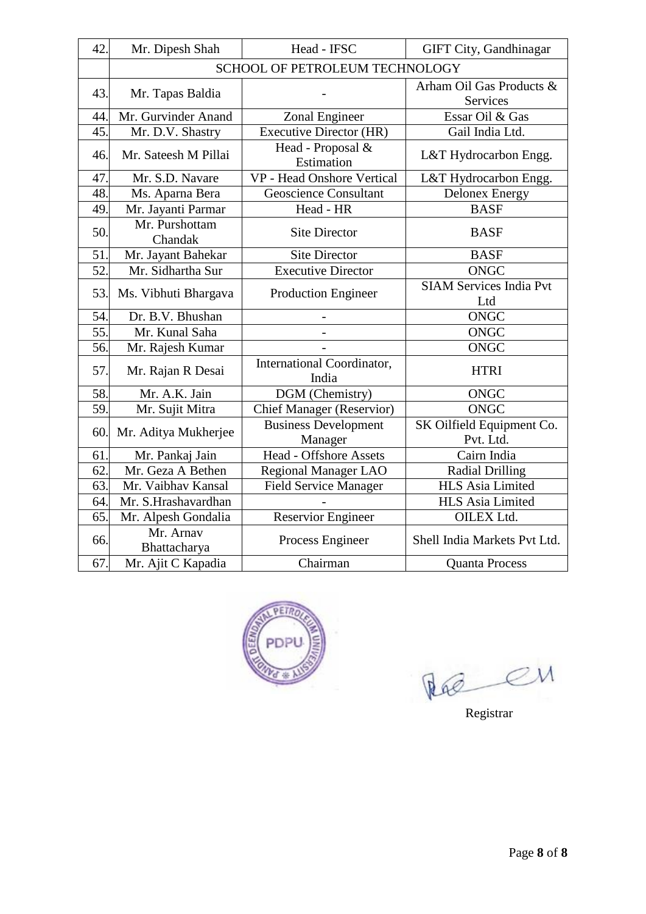| | | | |
|---|---|---|---|
| 42. | Mr. Dipesh Shah | Head - IFSC | GIFT City, Gandhinagar |
| | SCHOOL OF PETROLEUM TECHNOLOGY | | |
| 43. | Mr. Tapas Baldia | - | Arham Oil Gas Products & Services |
| 44. | Mr. Gurvinder Anand | Zonal Engineer | Essar Oil & Gas |
| 45. | Mr. D.V. Shastry | Executive Director (HR) | Gail India Ltd. |
| 46. | Mr. Sateesh M Pillai | Head - Proposal & Estimation | L&T Hydrocarbon Engg. |
| 47. | Mr. S.D. Navare | VP - Head Onshore Vertical | L&T Hydrocarbon Engg. |
| 48. | Ms. Aparna Bera | Geoscience Consultant | Delonex Energy |
| 49. | Mr. Jayanti Parmar | Head - HR | BASF |
| 50. | Mr. Purshottam Chandak | Site Director | BASF |
| 51. | Mr. Jayant Bahekar | Site Director | BASF |
| 52. | Mr. Sidhartha Sur | Executive Director | ONGC |
| 53. | Ms. Vibhuti Bhargava | Production Engineer | SIAM Services India Pvt Ltd |
| 54. | Dr. B.V. Bhushan | - | ONGC |
| 55. | Mr. Kunal Saha | - | ONGC |
| 56. | Mr. Rajesh Kumar | - | ONGC |
| 57. | Mr. Rajan R Desai | International Coordinator, India | HTRI |
| 58. | Mr. A.K. Jain | DGM (Chemistry) | ONGC |
| 59. | Mr. Sujit Mitra | Chief Manager (Reservior) | ONGC |
| 60. | Mr. Aditya Mukherjee | Business Development Manager | SK Oilfield Equipment Co. Pvt. Ltd. |
| 61. | Mr. Pankaj Jain | Head - Offshore Assets | Cairn India |
| 62. | Mr. Geza A Bethen | Regional Manager LAO | Radial Drilling |
| 63. | Mr. Vaibhav Kansal | Field Service Manager | HLS Asia Limited |
| 64. | Mr. S.Hrashavardhan | - | HLS Asia Limited |
| 65. | Mr. Alpesh Gondalia | Reservior Engineer | OILEX Ltd. |
| 66. | Mr. Arnav Bhattacharya | Process Engineer | Shell India Markets Pvt Ltd. |
| 67. | Mr. Ajit C Kapadia | Chairman | Quanta Process |

PANDIT DEENDAYAL PETROLEUM UNIVERSITY
PDPU

Registrar